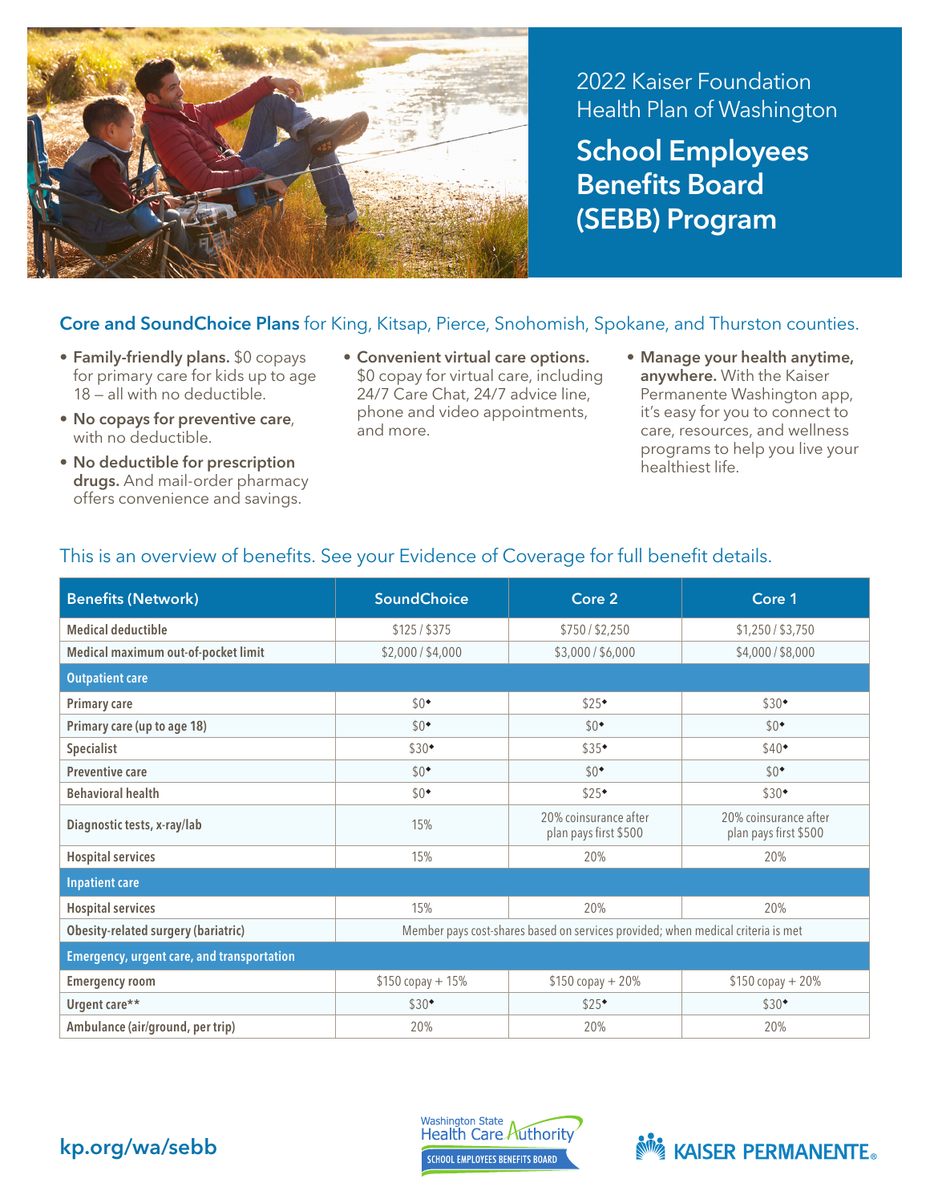2022 Kaiser Foundation Health Plan of Washington

# School Employees Benefits Board (SEBB) Program

## Core and SoundChoice Plans for King, Kitsap, Pierce, Snohomish, Spokane, and Thurston counties.

- **Family-friendly plans.** $0 copays for primary care for kids up to age 18 – all with no deductible.
- **No copays for preventive care**, with no deductible.
- **No deductible for prescription drugs.** And mail-order pharmacy offers convenience and savings.
- **Convenient virtual care options.** $0 copay for virtual care, including 24/7 Care Chat, 24/7 advice line, phone and video appointments, and more.
- **Manage your health anytime, anywhere.** With the Kaiser Permanente Washington app, it's easy for you to connect to care, resources, and wellness programs to help you live your healthiest life.

This is an overview of benefits. See your Evidence of Coverage for full benefit details.

| Benefits (Network) | SoundChoice | Core 2 | Core 1 |
|---|---|---|---|
| Medical deductible | $125 / $375 | $750 / $2,250 | $1,250 / $3,750 |
| Medical maximum out-of-pocket limit | $2,000 / $4,000 | $3,000 / $6,000 | $4,000 / $8,000 |
| **Outpatient care** | | | |
| Primary care | $0◆ | $25◆ | $30◆ |
| Primary care (up to age 18) | $0◆ | $0◆ | $0◆ |
| Specialist | $30◆ | $35◆ | $40◆ |
| Preventive care | $0◆ | $0◆ | $0◆ |
| Behavioral health | $0◆ | $25◆ | $30◆ |
| Diagnostic tests, x-ray/lab | 15% | 20% coinsurance after plan pays first $500 | 20% coinsurance after plan pays first $500 |
| Hospital services | 15% | 20% | 20% |
| **Inpatient care** | | | |
| Hospital services | 15% | 20% | 20% |
| Obesity-related surgery (bariatric) | Member pays cost-shares based on services provided; when medical criteria is met | | |
| **Emergency, urgent care, and transportation** | | | |
| Emergency room | $150 copay + 15% | $150 copay + 20% | $150 copay + 20% |
| Urgent care** | $30◆ | $25◆ | $30◆ |
| Ambulance (air/ground, per trip) | 20% | 20% | 20% |

kp.org/wa/sebb

Washington State Health Care Authority — SCHOOL EMPLOYEES BENEFITS BOARD

KAISER PERMANENTE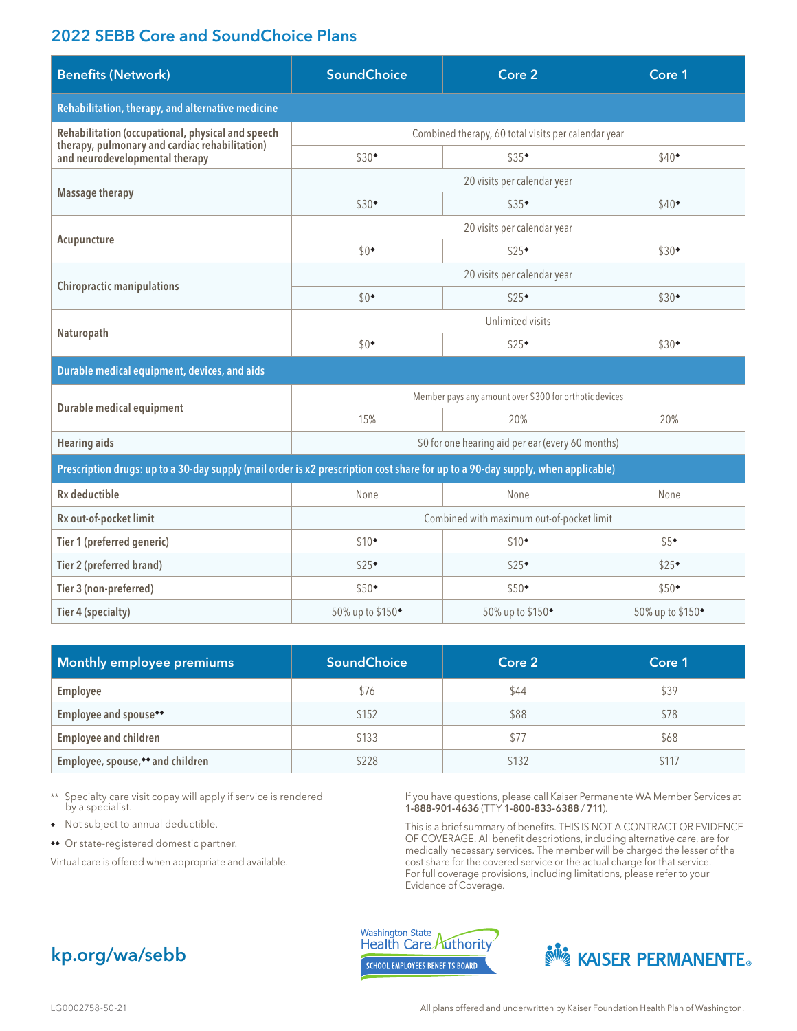## 2022 SEBB Core and SoundChoice Plans

| Benefits (Network) | SoundChoice | Core 2 | Core 1 |
|---|---|---|---|
| **Rehabilitation, therapy, and alternative medicine** | | | |
| Rehabilitation (occupational, physical and speech therapy, pulmonary and cardiac rehabilitation) and neurodevelopmental therapy | Combined therapy, 60 total visits per calendar year | | |
| | $30◆ | $35◆ | $40◆ |
| Massage therapy | 20 visits per calendar year | | |
| | $30◆ | $35◆ | $40◆ |
| Acupuncture | 20 visits per calendar year | | |
| | $0◆ | $25◆ | $30◆ |
| Chiropractic manipulations | 20 visits per calendar year | | |
| | $0◆ | $25◆ | $30◆ |
| Naturopath | Unlimited visits | | |
| | $0◆ | $25◆ | $30◆ |
| **Durable medical equipment, devices, and aids** | | | |
| Durable medical equipment | Member pays any amount over $300 for orthotic devices | | |
| | 15% | 20% | 20% |
| Hearing aids | $0 for one hearing aid per ear (every 60 months) | | |
| **Prescription drugs: up to a 30-day supply (mail order is x2 prescription cost share for up to a 90-day supply, when applicable)** | | | |
| Rx deductible | None | None | None |
| Rx out-of-pocket limit | Combined with maximum out-of-pocket limit | | |
| Tier 1 (preferred generic) | $10◆ | $10◆ | $5◆ |
| Tier 2 (preferred brand) | $25◆ | $25◆ | $25◆ |
| Tier 3 (non-preferred) | $50◆ | $50◆ | $50◆ |
| Tier 4 (specialty) | 50% up to $150◆ | 50% up to $150◆ | 50% up to $150◆ |

| Monthly employee premiums | SoundChoice | Core 2 | Core 1 |
|---|---|---|---|
| Employee | $76 | $44 | $39 |
| Employee and spouse◆◆ | $152 | $88 | $78 |
| Employee and children | $133 | $77 | $68 |
| Employee, spouse,◆◆ and children | $228 | $132 | $117 |

** Specialty care visit copay will apply if service is rendered by a specialist.

◆ Not subject to annual deductible.

◆◆ Or state-registered domestic partner.

Virtual care is offered when appropriate and available.

If you have questions, please call Kaiser Permanente WA Member Services at **1-888-901-4636** (TTY **1-800-833-6388** / **711**).

This is a brief summary of benefits. THIS IS NOT A CONTRACT OR EVIDENCE OF COVERAGE. All benefit descriptions, including alternative care, are for medically necessary services. The member will be charged the lesser of the cost share for the covered service or the actual charge for that service. For full coverage provisions, including limitations, please refer to your Evidence of Coverage.

**kp.org/wa/sebb**

Washington State Health Care Authority — SCHOOL EMPLOYEES BENEFITS BOARD

KAISER PERMANENTE®

LG0002758-50-21

All plans offered and underwritten by Kaiser Foundation Health Plan of Washington.